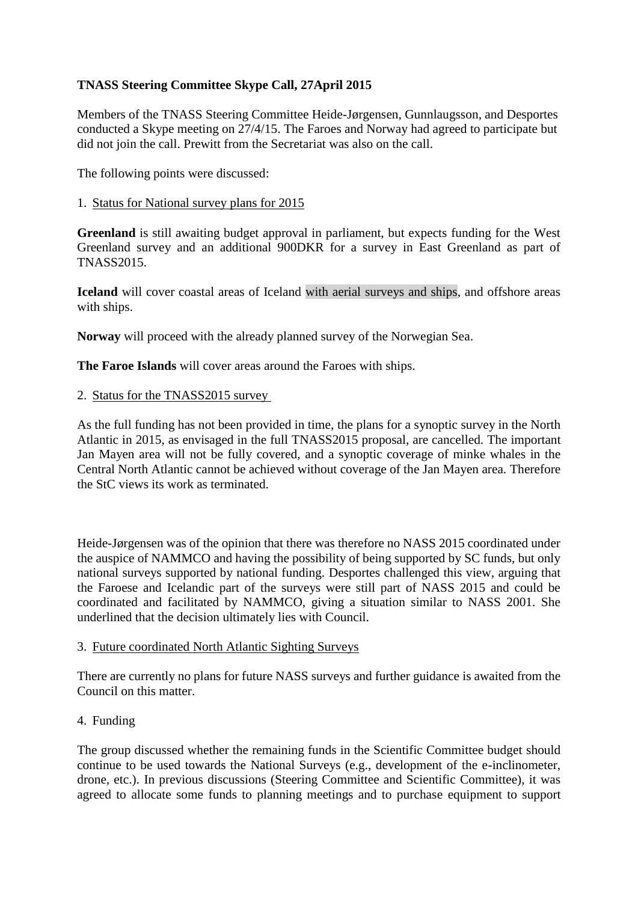**TNASS Steering Committee Skype Call, 27April 2015**

Members of the TNASS Steering Committee Heide-Jørgensen, Gunnlaugsson, and Desportes conducted a Skype meeting on 27/4/15. The Faroes and Norway had agreed to participate but did not join the call. Prewitt from the Secretariat was also on the call.

The following points were discussed:

1. Status for National survey plans for 2015

**Greenland** is still awaiting budget approval in parliament, but expects funding for the West Greenland survey and an additional 900DKR for a survey in East Greenland as part of TNASS2015.

**Iceland** will cover coastal areas of Iceland with aerial surveys and ships, and offshore areas with ships.

**Norway** will proceed with the already planned survey of the Norwegian Sea.

**The Faroe Islands** will cover areas around the Faroes with ships.

2. Status for the TNASS2015 survey

As the full funding has not been provided in time, the plans for a synoptic survey in the North Atlantic in 2015, as envisaged in the full TNASS2015 proposal, are cancelled. The important Jan Mayen area will not be fully covered, and a synoptic coverage of minke whales in the Central North Atlantic cannot be achieved without coverage of the Jan Mayen area. Therefore the StC views its work as terminated.

Heide-Jørgensen was of the opinion that there was therefore no NASS 2015 coordinated under the auspice of NAMMCO and having the possibility of being supported by SC funds, but only national surveys supported by national funding. Desportes challenged this view, arguing that the Faroese and Icelandic part of the surveys were still part of NASS 2015 and could be coordinated and facilitated by NAMMCO, giving a situation similar to NASS 2001. She underlined that the decision ultimately lies with Council.

3. Future coordinated North Atlantic Sighting Surveys

There are currently no plans for future NASS surveys and further guidance is awaited from the Council on this matter.

4. Funding

The group discussed whether the remaining funds in the Scientific Committee budget should continue to be used towards the National Surveys (e.g., development of the e-inclinometer, drone, etc.). In previous discussions (Steering Committee and Scientific Committee), it was agreed to allocate some funds to planning meetings and to purchase equipment to support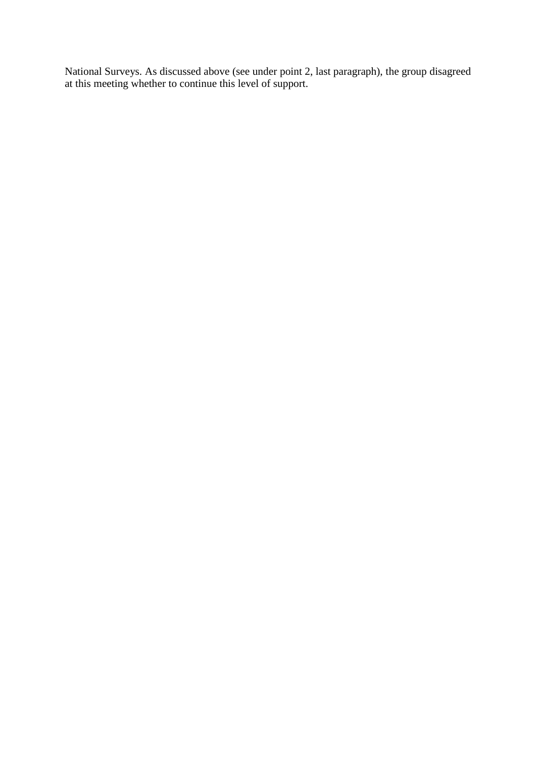National Surveys. As discussed above (see under point 2, last paragraph), the group disagreed at this meeting whether to continue this level of support.